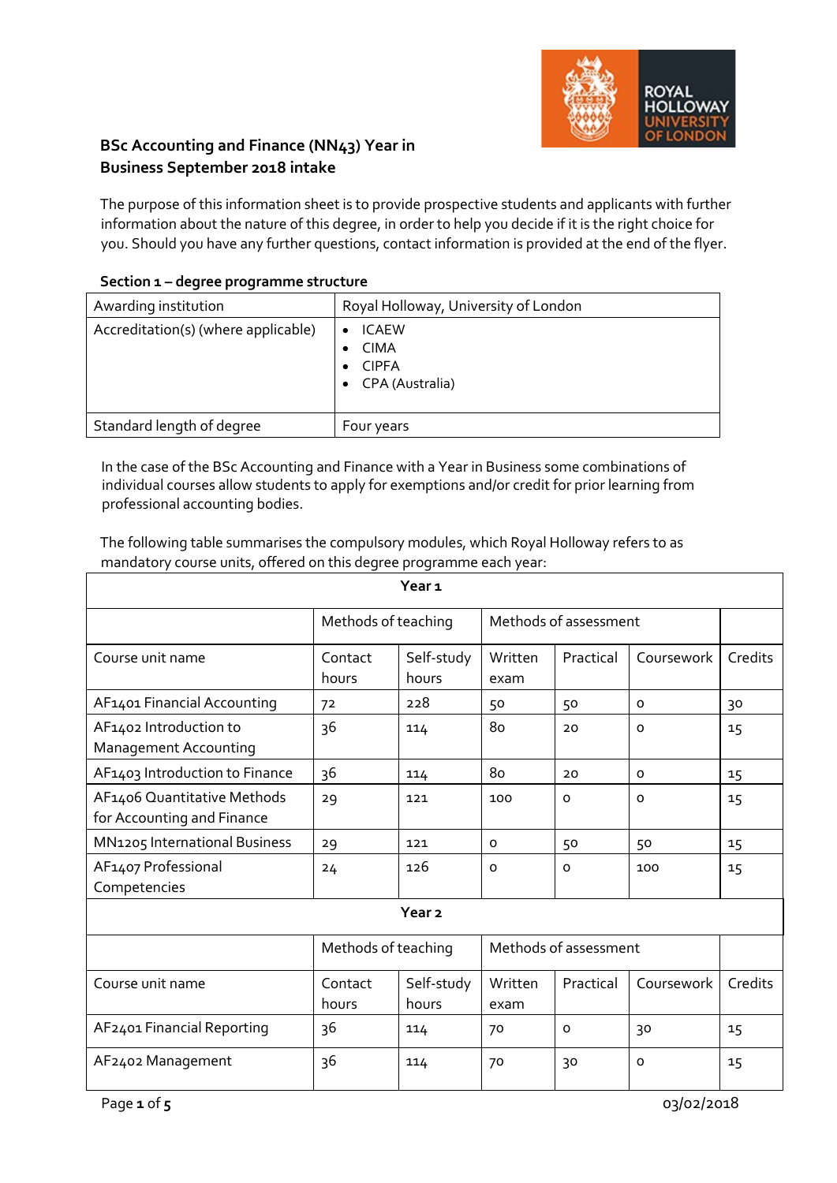## BSc Accounting and Finance (NN43) Year in Business September 2018 intake

The purpose of this information sheet is to provide prospective students and applicants with further information about the nature of this degree, in order to help you decide if it is the right choice for you. Should you have any further questions, contact information is provided at the end of the flyer.

### Section 1 – degree programme structure

| | |
|---|---|
| Awarding institution | Royal Holloway, University of London |
| Accreditation(s) (where applicable) | • ICAEW<br>• CIMA<br>• CIPFA<br>• CPA (Australia) |
| Standard length of degree | Four years |

In the case of the BSc Accounting and Finance with a Year in Business some combinations of individual courses allow students to apply for exemptions and/or credit for prior learning from professional accounting bodies.

The following table summarises the compulsory modules, which Royal Holloway refers to as mandatory course units, offered on this degree programme each year:

| Year 1 | | | | | | |
|---|---|---|---|---|---|---|
| | Methods of teaching | | Methods of assessment | | | |
| Course unit name | Contact hours | Self-study hours | Written exam | Practical | Coursework | Credits |
| AF1401 Financial Accounting | 72 | 228 | 50 | 50 | 0 | 30 |
| AF1402 Introduction to Management Accounting | 36 | 114 | 80 | 20 | 0 | 15 |
| AF1403 Introduction to Finance | 36 | 114 | 80 | 20 | 0 | 15 |
| AF1406 Quantitative Methods for Accounting and Finance | 29 | 121 | 100 | 0 | 0 | 15 |
| MN1205 International Business | 29 | 121 | 0 | 50 | 50 | 15 |
| AF1407 Professional Competencies | 24 | 126 | 0 | 0 | 100 | 15 |
| **Year 2** | | | | | | |
| | Methods of teaching | | Methods of assessment | | | |
| Course unit name | Contact hours | Self-study hours | Written exam | Practical | Coursework | Credits |
| AF2401 Financial Reporting | 36 | 114 | 70 | 0 | 30 | 15 |
| AF2402 Management | 36 | 114 | 70 | 30 | 0 | 15 |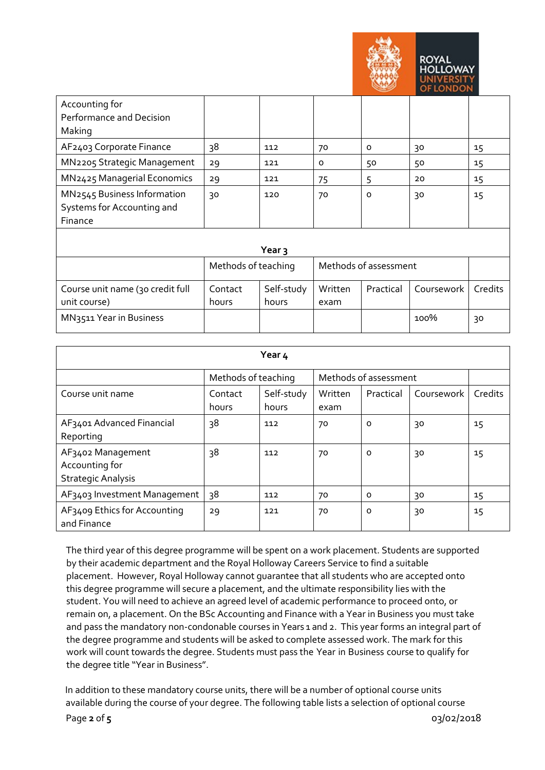| | | | | | | |
|---|---|---|---|---|---|---|
| Accounting for Performance and Decision Making | | | | | | |
| AF2403 Corporate Finance | 38 | 112 | 70 | 0 | 30 | 15 |
| MN2205 Strategic Management | 29 | 121 | 0 | 50 | 50 | 15 |
| MN2425 Managerial Economics | 29 | 121 | 75 | 5 | 20 | 15 |
| MN2545 Business Information Systems for Accounting and Finance | 30 | 120 | 70 | 0 | 30 | 15 |

| Year 3 | | | | | | |
|---|---|---|---|---|---|---|
| | Methods of teaching | | Methods of assessment | | | |
| Course unit name (30 credit full unit course) | Contact hours | Self-study hours | Written exam | Practical | Coursework | Credits |
| MN3511 Year in Business | | | | | 100% | 30 |

| Year 4 | | | | | | |
|---|---|---|---|---|---|---|
| | Methods of teaching | | Methods of assessment | | | |
| Course unit name | Contact hours | Self-study hours | Written exam | Practical | Coursework | Credits |
| AF3401 Advanced Financial Reporting | 38 | 112 | 70 | 0 | 30 | 15 |
| AF3402 Management Accounting for Strategic Analysis | 38 | 112 | 70 | 0 | 30 | 15 |
| AF3403 Investment Management | 38 | 112 | 70 | 0 | 30 | 15 |
| AF3409 Ethics for Accounting and Finance | 29 | 121 | 70 | 0 | 30 | 15 |

The third year of this degree programme will be spent on a work placement. Students are supported by their academic department and the Royal Holloway Careers Service to find a suitable placement. However, Royal Holloway cannot guarantee that all students who are accepted onto this degree programme will secure a placement, and the ultimate responsibility lies with the student. You will need to achieve an agreed level of academic performance to proceed onto, or remain on, a placement. On the BSc Accounting and Finance with a Year in Business you must take and pass the mandatory non-condonable courses in Years 1 and 2. This year forms an integral part of the degree programme and students will be asked to complete assessed work. The mark for this work will count towards the degree. Students must pass the Year in Business course to qualify for the degree title "Year in Business".

In addition to these mandatory course units, there will be a number of optional course units available during the course of your degree. The following table lists a selection of optional course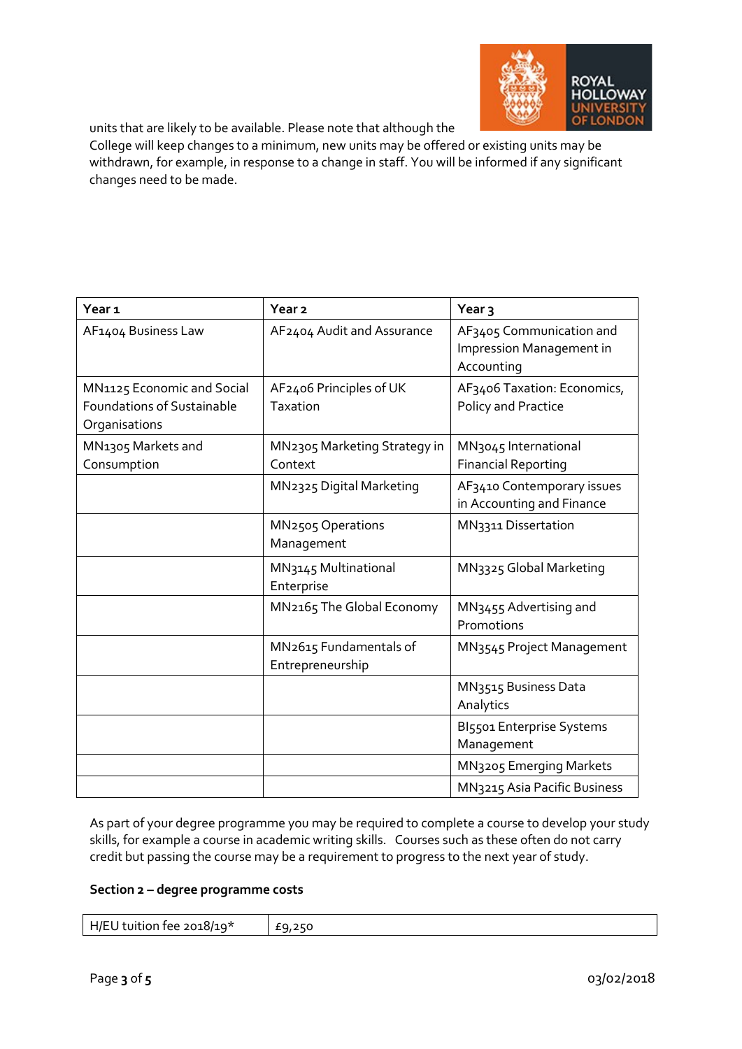units that are likely to be available. Please note that although the College will keep changes to a minimum, new units may be offered or existing units may be withdrawn, for example, in response to a change in staff. You will be informed if any significant changes need to be made.

| Year 1 | Year 2 | Year 3 |
|---|---|---|
| AF1404 Business Law | AF2404 Audit and Assurance | AF3405 Communication and Impression Management in Accounting |
| MN1125 Economic and Social Foundations of Sustainable Organisations | AF2406 Principles of UK Taxation | AF3406 Taxation: Economics, Policy and Practice |
| MN1305 Markets and Consumption | MN2305 Marketing Strategy in Context | MN3045 International Financial Reporting |
| | MN2325 Digital Marketing | AF3410 Contemporary issues in Accounting and Finance |
| | MN2505 Operations Management | MN3311 Dissertation |
| | MN3145 Multinational Enterprise | MN3325 Global Marketing |
| | MN2165 The Global Economy | MN3455 Advertising and Promotions |
| | MN2615 Fundamentals of Entrepreneurship | MN3545 Project Management |
| | | MN3515 Business Data Analytics |
| | | BI5501 Enterprise Systems Management |
| | | MN3205 Emerging Markets |
| | | MN3215 Asia Pacific Business |

As part of your degree programme you may be required to complete a course to develop your study skills, for example a course in academic writing skills. Courses such as these often do not carry credit but passing the course may be a requirement to progress to the next year of study.

**Section 2 – degree programme costs**

| H/EU tuition fee 2018/19* | £9,250 |
|---|---|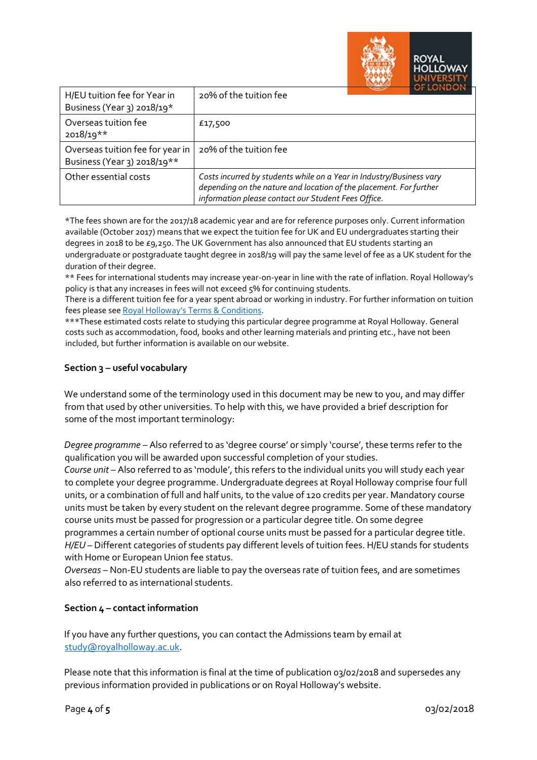| H/EU tuition fee for Year in Business (Year 3) 2018/19* | 20% of the tuition fee |
|---|---|
| Overseas tuition fee 2018/19** | £17,500 |
| Overseas tuition fee for year in Business (Year 3) 2018/19** | 20% of the tuition fee |
| Other essential costs | *Costs incurred by students while on a Year in Industry/Business vary depending on the nature and location of the placement. For further information please contact our Student Fees Office.* |

*The fees shown are for the 2017/18 academic year and are for reference purposes only. Current information available (October 2017) means that we expect the tuition fee for UK and EU undergraduates starting their degrees in 2018 to be £9,250. The UK Government has also announced that EU students starting an undergraduate or postgraduate taught degree in 2018/19 will pay the same level of fee as a UK student for the duration of their degree.
** Fees for international students may increase year-on-year in line with the rate of inflation. Royal Holloway's policy is that any increases in fees will not exceed 5% for continuing students.
There is a different tuition fee for a year spent abroad or working in industry. For further information on tuition fees please see [Royal Holloway's Terms & Conditions](Royal Holloway's Terms & Conditions).
***These estimated costs relate to studying this particular degree programme at Royal Holloway. General costs such as accommodation, food, books and other learning materials and printing etc., have not been included, but further information is available on our website.

**Section 3 – useful vocabulary**

We understand some of the terminology used in this document may be new to you, and may differ from that used by other universities. To help with this, we have provided a brief description for some of the most important terminology:

*Degree programme* – Also referred to as 'degree course' or simply 'course', these terms refer to the qualification you will be awarded upon successful completion of your studies.
*Course unit* – Also referred to as 'module', this refers to the individual units you will study each year to complete your degree programme. Undergraduate degrees at Royal Holloway comprise four full units, or a combination of full and half units, to the value of 120 credits per year. Mandatory course units must be taken by every student on the relevant degree programme. Some of these mandatory course units must be passed for progression or a particular degree title. On some degree programmes a certain number of optional course units must be passed for a particular degree title.
*H/EU* – Different categories of students pay different levels of tuition fees. H/EU stands for students with Home or European Union fee status.
*Overseas* – Non-EU students are liable to pay the overseas rate of tuition fees, and are sometimes also referred to as international students.

**Section 4 – contact information**

If you have any further questions, you can contact the Admissions team by email at study@royalholloway.ac.uk.

Please note that this information is final at the time of publication 03/02/2018 and supersedes any previous information provided in publications or on Royal Holloway's website.